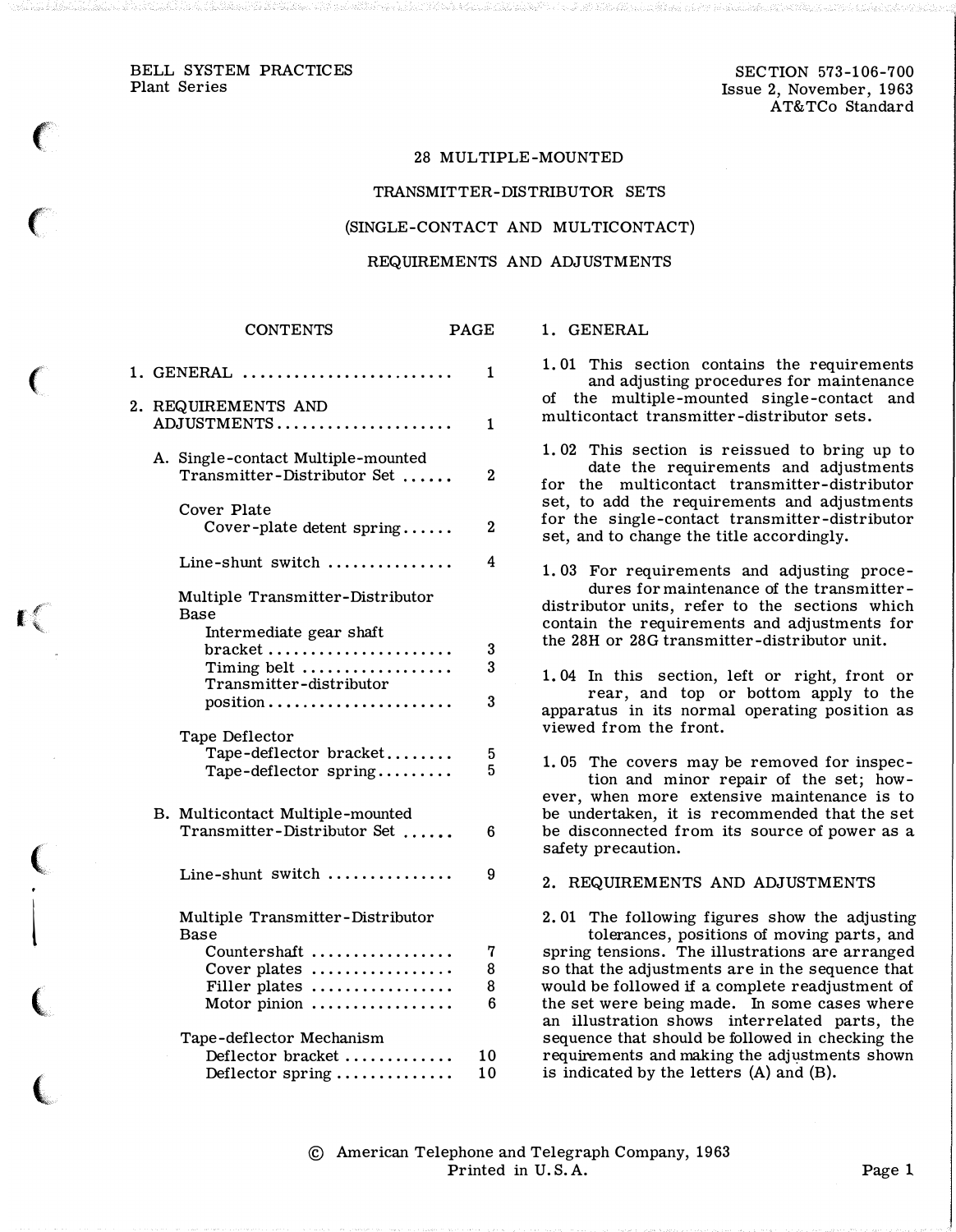BELL SYSTEM PRACTICES
Plant Series

SECTION 573-106-700
Issue 2, November, 1963
AT&TCo Standard

# 28 MULTIPLE-MOUNTED TRANSMITTER-DISTRIBUTOR SETS (SINGLE-CONTACT AND MULTICONTACT) REQUIREMENTS AND ADJUSTMENTS

| CONTENTS | PAGE |
|---|---|
| 1. GENERAL | 1 |
| 2. REQUIREMENTS AND ADJUSTMENTS | 1 |
| A. Single-contact Multiple-mounted Transmitter-Distributor Set | 2 |
| Cover Plate | |
| Cover-plate detent spring | 2 |
| Line-shunt switch | 4 |
| Multiple Transmitter-Distributor Base | |
| Intermediate gear shaft bracket | 3 |
| Timing belt | 3 |
| Transmitter-distributor position | 3 |
| Tape Deflector | |
| Tape-deflector bracket | 5 |
| Tape-deflector spring | 5 |
| B. Multicontact Multiple-mounted Transmitter-Distributor Set | 6 |
| Line-shunt switch | 9 |
| Multiple Transmitter-Distributor Base | |
| Countershaft | 7 |
| Cover plates | 8 |
| Filler plates | 8 |
| Motor pinion | 6 |
| Tape-deflector Mechanism | |
| Deflector bracket | 10 |
| Deflector spring | 10 |

## 1. GENERAL

1.01 This section contains the requirements and adjusting procedures for maintenance of the multiple-mounted single-contact and multicontact transmitter-distributor sets.

1.02 This section is reissued to bring up to date the requirements and adjustments for the multicontact transmitter-distributor set, to add the requirements and adjustments for the single-contact transmitter-distributor set, and to change the title accordingly.

1.03 For requirements and adjusting procedures for maintenance of the transmitter-distributor units, refer to the sections which contain the requirements and adjustments for the 28H or 28G transmitter-distributor unit.

1.04 In this section, left or right, front or rear, and top or bottom apply to the apparatus in its normal operating position as viewed from the front.

1.05 The covers may be removed for inspection and minor repair of the set; however, when more extensive maintenance is to be undertaken, it is recommended that the set be disconnected from its source of power as a safety precaution.

## 2. REQUIREMENTS AND ADJUSTMENTS

2.01 The following figures show the adjusting tolerances, positions of moving parts, and spring tensions. The illustrations are arranged so that the adjustments are in the sequence that would be followed if a complete readjustment of the set were being made. In some cases where an illustration shows interrelated parts, the sequence that should be followed in checking the requirements and making the adjustments shown is indicated by the letters (A) and (B).

© American Telephone and Telegraph Company, 1963
Printed in U.S.A.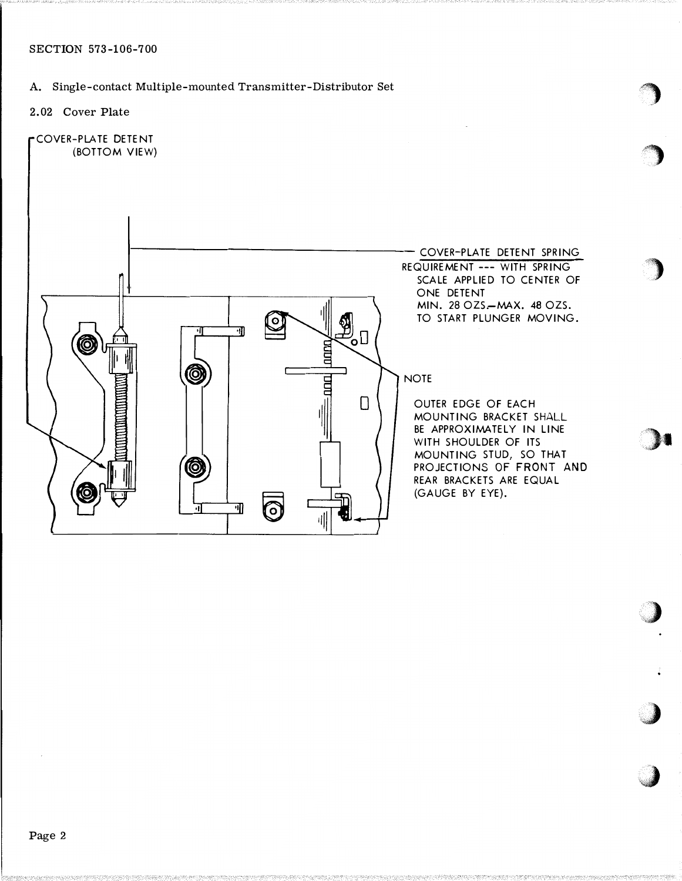A. Single-contact Multiple-mounted Transmitter-Distributor Set

2.02 Cover Plate

COVER-PLATE DETENT (BOTTOM VIEW)

COVER-PLATE DETENT SPRING

REQUIREMENT --- WITH SPRING SCALE APPLIED TO CENTER OF ONE DETENT MIN. 28 OZS.—MAX. 48 OZS. TO START PLUNGER MOVING.

NOTE

OUTER EDGE OF EACH MOUNTING BRACKET SHALL BE APPROXIMATELY IN LINE WITH SHOULDER OF ITS MOUNTING STUD, SO THAT PROJECTIONS OF FRONT AND REAR BRACKETS ARE EQUAL (GAUGE BY EYE).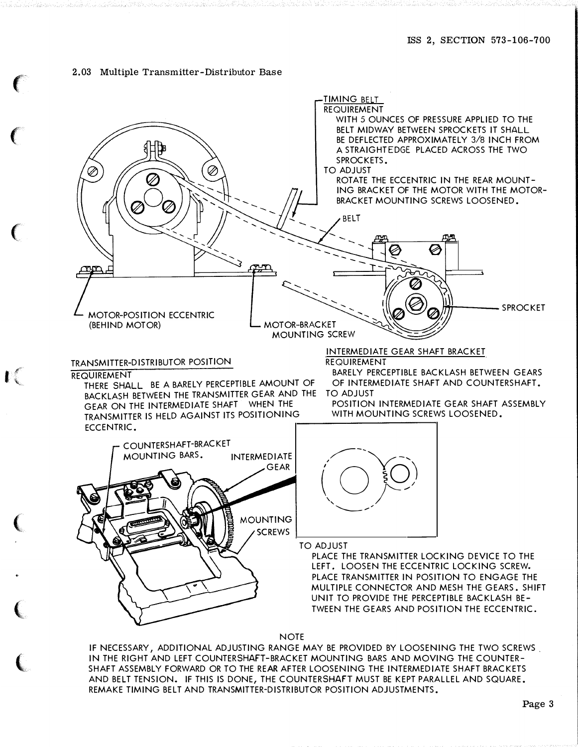## 2.03 Multiple Transmitter-Distributor Base

TIMING BELT

REQUIREMENT

WITH 5 OUNCES OF PRESSURE APPLIED TO THE BELT MIDWAY BETWEEN SPROCKETS IT SHALL BE DEFLECTED APPROXIMATELY 3/8 INCH FROM A STRAIGHTEDGE PLACED ACROSS THE TWO SPROCKETS.

TO ADJUST

ROTATE THE ECCENTRIC IN THE REAR MOUNTING BRACKET OF THE MOTOR WITH THE MOTOR-BRACKET MOUNTING SCREWS LOOSENED.

BELT

SPROCKET

MOTOR-POSITION ECCENTRIC (BEHIND MOTOR)

MOTOR-BRACKET MOUNTING SCREW

TRANSMITTER-DISTRIBUTOR POSITION

REQUIREMENT

THERE SHALL BE A BARELY PERCEPTIBLE AMOUNT OF BACKLASH BETWEEN THE TRANSMITTER GEAR AND THE GEAR ON THE INTERMEDIATE SHAFT WHEN THE TRANSMITTER IS HELD AGAINST ITS POSITIONING ECCENTRIC.

INTERMEDIATE GEAR SHAFT BRACKET

REQUIREMENT

BARELY PERCEPTIBLE BACKLASH BETWEEN GEARS OF INTERMEDIATE SHAFT AND COUNTERSHAFT.

TO ADJUST

POSITION INTERMEDIATE GEAR SHAFT ASSEMBLY WITH MOUNTING SCREWS LOOSENED.

COUNTERSHAFT-BRACKET MOUNTING BARS.

INTERMEDIATE GEAR

MOUNTING SCREWS

TO ADJUST

PLACE THE TRANSMITTER LOCKING DEVICE TO THE LEFT. LOOSEN THE ECCENTRIC LOCKING SCREW. PLACE TRANSMITTER IN POSITION TO ENGAGE THE MULTIPLE CONNECTOR AND MESH THE GEARS. SHIFT UNIT TO PROVIDE THE PERCEPTIBLE BACKLASH BETWEEN THE GEARS AND POSITION THE ECCENTRIC.

NOTE

IF NECESSARY, ADDITIONAL ADJUSTING RANGE MAY BE PROVIDED BY LOOSENING THE TWO SCREWS IN THE RIGHT AND LEFT COUNTERSHAFT-BRACKET MOUNTING BARS AND MOVING THE COUNTERSHAFT ASSEMBLY FORWARD OR TO THE REAR AFTER LOOSENING THE INTERMEDIATE SHAFT BRACKETS AND BELT TENSION. IF THIS IS DONE, THE COUNTERSHAFT MUST BE KEPT PARALLEL AND SQUARE. REMAKE TIMING BELT AND TRANSMITTER-DISTRIBUTOR POSITION ADJUSTMENTS.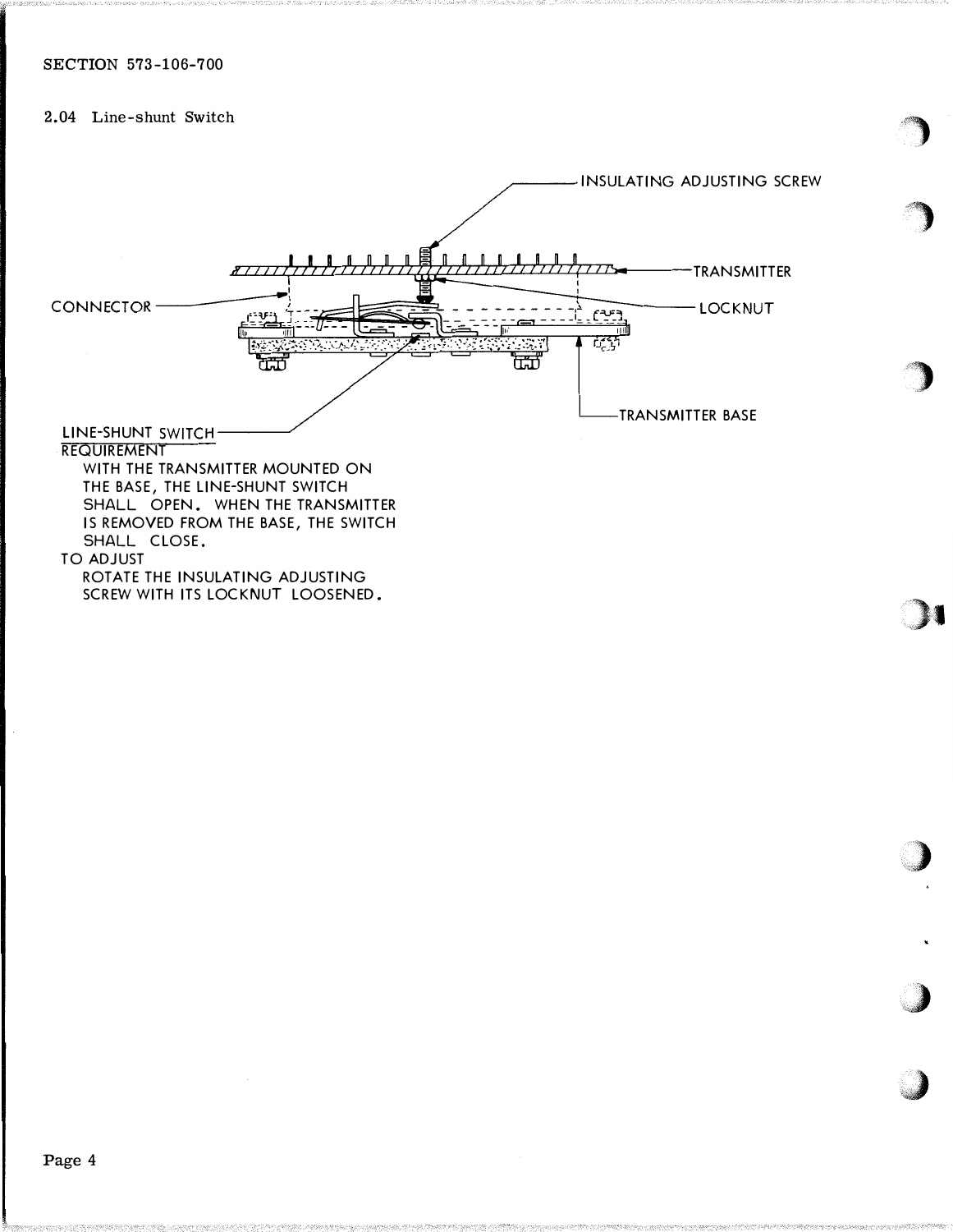2.04 Line-shunt Switch

INSULATING ADJUSTING SCREW

TRANSMITTER

CONNECTOR

LOCKNUT

TRANSMITTER BASE

LINE-SHUNT SWITCH

REQUIREMENT

WITH THE TRANSMITTER MOUNTED ON THE BASE, THE LINE-SHUNT SWITCH SHALL OPEN. WHEN THE TRANSMITTER IS REMOVED FROM THE BASE, THE SWITCH SHALL CLOSE.

TO ADJUST

ROTATE THE INSULATING ADJUSTING SCREW WITH ITS LOCKNUT LOOSENED.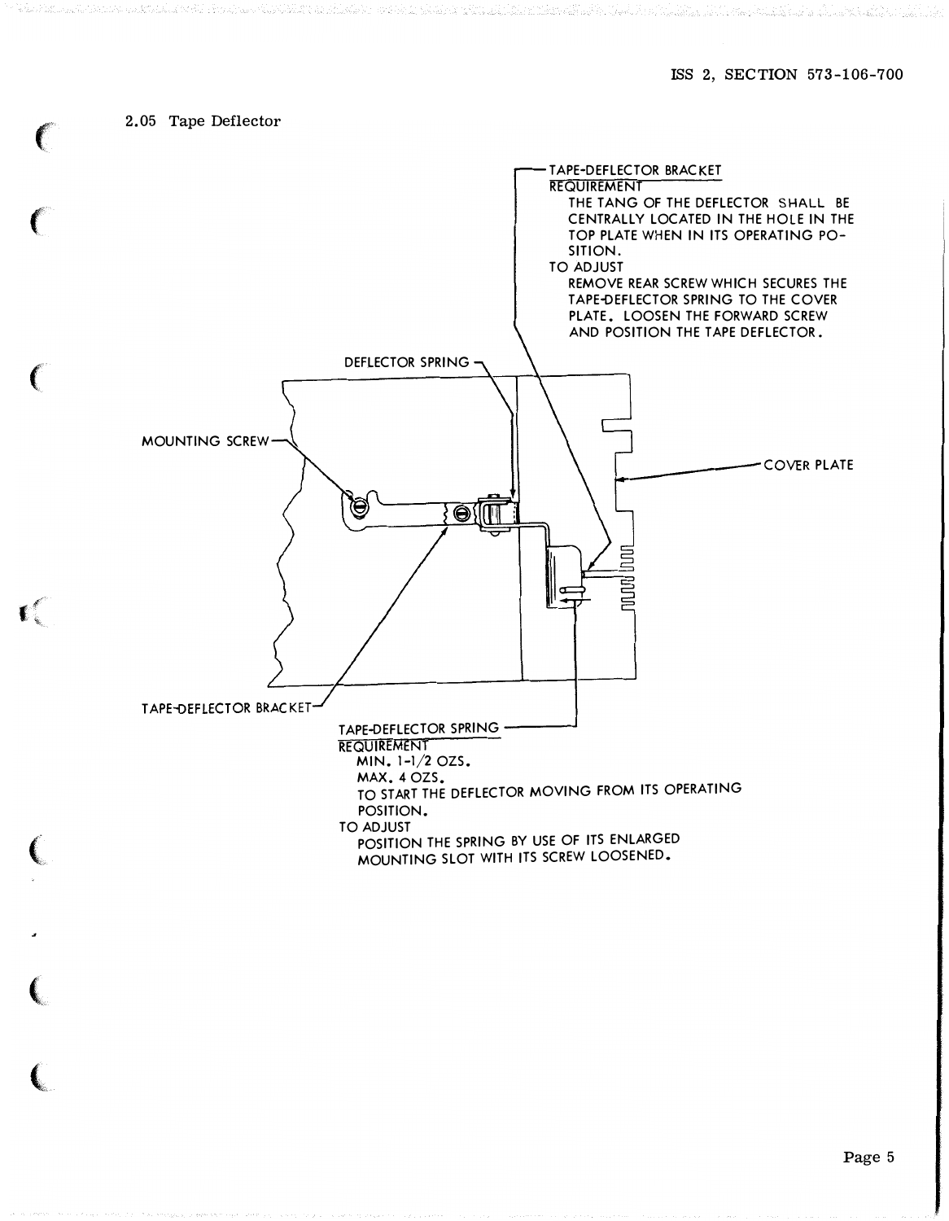2.05 Tape Deflector

TAPE-DEFLECTOR BRACKET

REQUIREMENT

THE TANG OF THE DEFLECTOR SHALL BE CENTRALLY LOCATED IN THE HOLE IN THE TOP PLATE WHEN IN ITS OPERATING POSITION.

TO ADJUST

REMOVE REAR SCREW WHICH SECURES THE TAPE-DEFLECTOR SPRING TO THE COVER PLATE. LOOSEN THE FORWARD SCREW AND POSITION THE TAPE DEFLECTOR.

DEFLECTOR SPRING

MOUNTING SCREW

COVER PLATE

TAPE-DEFLECTOR BRACKET

TAPE-DEFLECTOR SPRING

REQUIREMENT

MIN. 1-1/2 OZS.
MAX. 4 OZS.
TO START THE DEFLECTOR MOVING FROM ITS OPERATING POSITION.

TO ADJUST

POSITION THE SPRING BY USE OF ITS ENLARGED MOUNTING SLOT WITH ITS SCREW LOOSENED.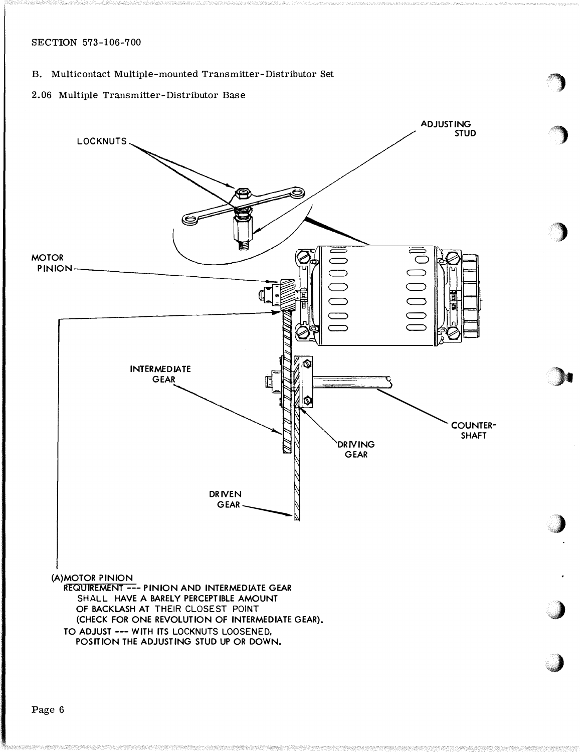B. Multicontact Multiple-mounted Transmitter-Distributor Set

2.06 Multiple Transmitter-Distributor Base

LOCKNUTS

ADJUSTING STUD

MOTOR PINION

INTERMEDIATE GEAR

COUNTER-SHAFT

DRIVING GEAR

DRIVEN GEAR

(A) MOTOR PINION

REQUIREMENT --- PINION AND INTERMEDIATE GEAR SHALL HAVE A BARELY PERCEPTIBLE AMOUNT OF BACKLASH AT THEIR CLOSEST POINT (CHECK FOR ONE REVOLUTION OF INTERMEDIATE GEAR).

TO ADJUST --- WITH ITS LOCKNUTS LOOSENED, POSITION THE ADJUSTING STUD UP OR DOWN.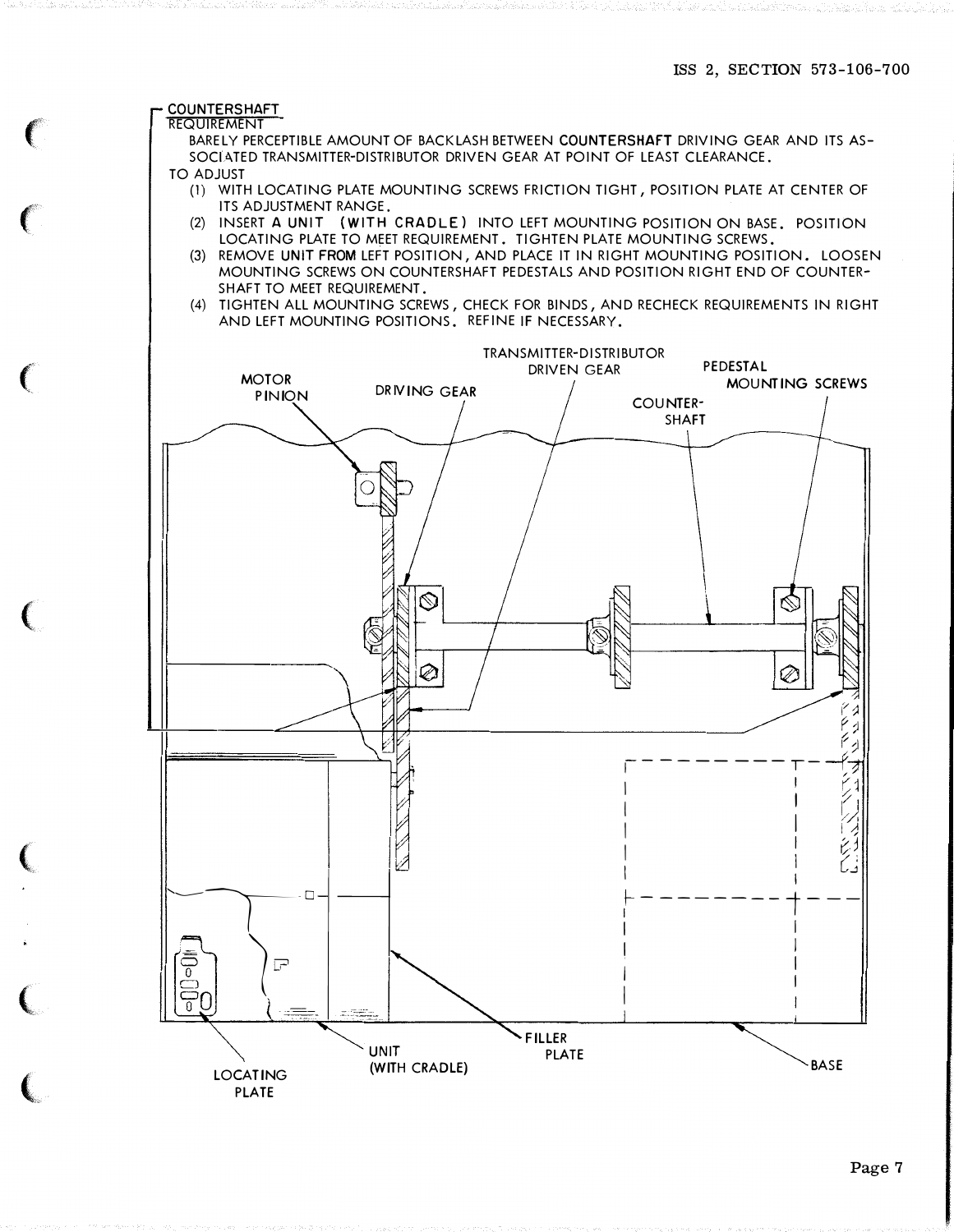## COUNTERSHAFT

### REQUIREMENT

BARELY PERCEPTIBLE AMOUNT OF BACKLASH BETWEEN **COUNTERSHAFT** DRIVING GEAR AND ITS ASSOCIATED TRANSMITTER-DISTRIBUTOR DRIVEN GEAR AT POINT OF LEAST CLEARANCE.

### TO ADJUST

(1) WITH LOCATING PLATE MOUNTING SCREWS FRICTION TIGHT, POSITION PLATE AT CENTER OF ITS ADJUSTMENT RANGE.

(2) INSERT A UNIT (WITH CRADLE) INTO LEFT MOUNTING POSITION ON BASE. POSITION LOCATING PLATE TO MEET REQUIREMENT. TIGHTEN PLATE MOUNTING SCREWS.

(3) REMOVE UNIT FROM LEFT POSITION, AND PLACE IT IN RIGHT MOUNTING POSITION. LOOSEN MOUNTING SCREWS ON COUNTERSHAFT PEDESTALS AND POSITION RIGHT END OF COUNTERSHAFT TO MEET REQUIREMENT.

(4) TIGHTEN ALL MOUNTING SCREWS, CHECK FOR BINDS, AND RECHECK REQUIREMENTS IN RIGHT AND LEFT MOUNTING POSITIONS. REFINE IF NECESSARY.

MOTOR PINION — DRIVING GEAR — TRANSMITTER-DISTRIBUTOR DRIVEN GEAR — PEDESTAL MOUNTING SCREWS — COUNTER-SHAFT — LOCATING PLATE — UNIT (WITH CRADLE) — FILLER PLATE — BASE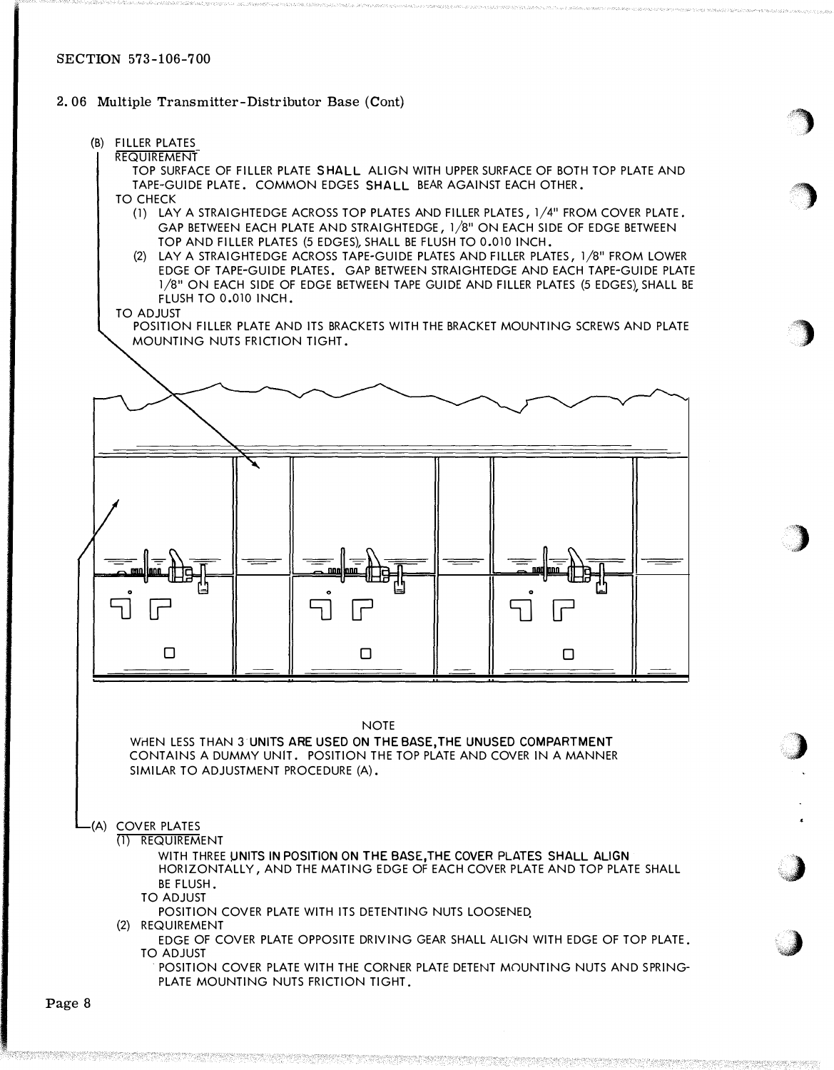SECTION 573-106-700

2.06 Multiple Transmitter-Distributor Base (Cont)

(B) FILLER PLATES

REQUIREMENT

TOP SURFACE OF FILLER PLATE SHALL ALIGN WITH UPPER SURFACE OF BOTH TOP PLATE AND TAPE-GUIDE PLATE. COMMON EDGES SHALL BEAR AGAINST EACH OTHER.

TO CHECK

(1) LAY A STRAIGHTEDGE ACROSS TOP PLATES AND FILLER PLATES, 1/4" FROM COVER PLATE. GAP BETWEEN EACH PLATE AND STRAIGHTEDGE, 1/8" ON EACH SIDE OF EDGE BETWEEN TOP AND FILLER PLATES (5 EDGES), SHALL BE FLUSH TO 0.010 INCH.

(2) LAY A STRAIGHTEDGE ACROSS TAPE-GUIDE PLATES AND FILLER PLATES, 1/8" FROM LOWER EDGE OF TAPE-GUIDE PLATES. GAP BETWEEN STRAIGHTEDGE AND EACH TAPE-GUIDE PLATE 1/8" ON EACH SIDE OF EDGE BETWEEN TAPE GUIDE AND FILLER PLATES (5 EDGES), SHALL BE FLUSH TO 0.010 INCH.

TO ADJUST

POSITION FILLER PLATE AND ITS BRACKETS WITH THE BRACKET MOUNTING SCREWS AND PLATE MOUNTING NUTS FRICTION TIGHT.

NOTE

WHEN LESS THAN 3 UNITS ARE USED ON THE BASE, THE UNUSED COMPARTMENT CONTAINS A DUMMY UNIT. POSITION THE TOP PLATE AND COVER IN A MANNER SIMILAR TO ADJUSTMENT PROCEDURE (A).

(A) COVER PLATES

(1) REQUIREMENT

WITH THREE UNITS IN POSITION ON THE BASE, THE COVER PLATES SHALL ALIGN HORIZONTALLY, AND THE MATING EDGE OF EACH COVER PLATE AND TOP PLATE SHALL BE FLUSH.

TO ADJUST

POSITION COVER PLATE WITH ITS DETENTING NUTS LOOSENED.

(2) REQUIREMENT

EDGE OF COVER PLATE OPPOSITE DRIVING GEAR SHALL ALIGN WITH EDGE OF TOP PLATE.

TO ADJUST

POSITION COVER PLATE WITH THE CORNER PLATE DETENT MOUNTING NUTS AND SPRING-PLATE MOUNTING NUTS FRICTION TIGHT.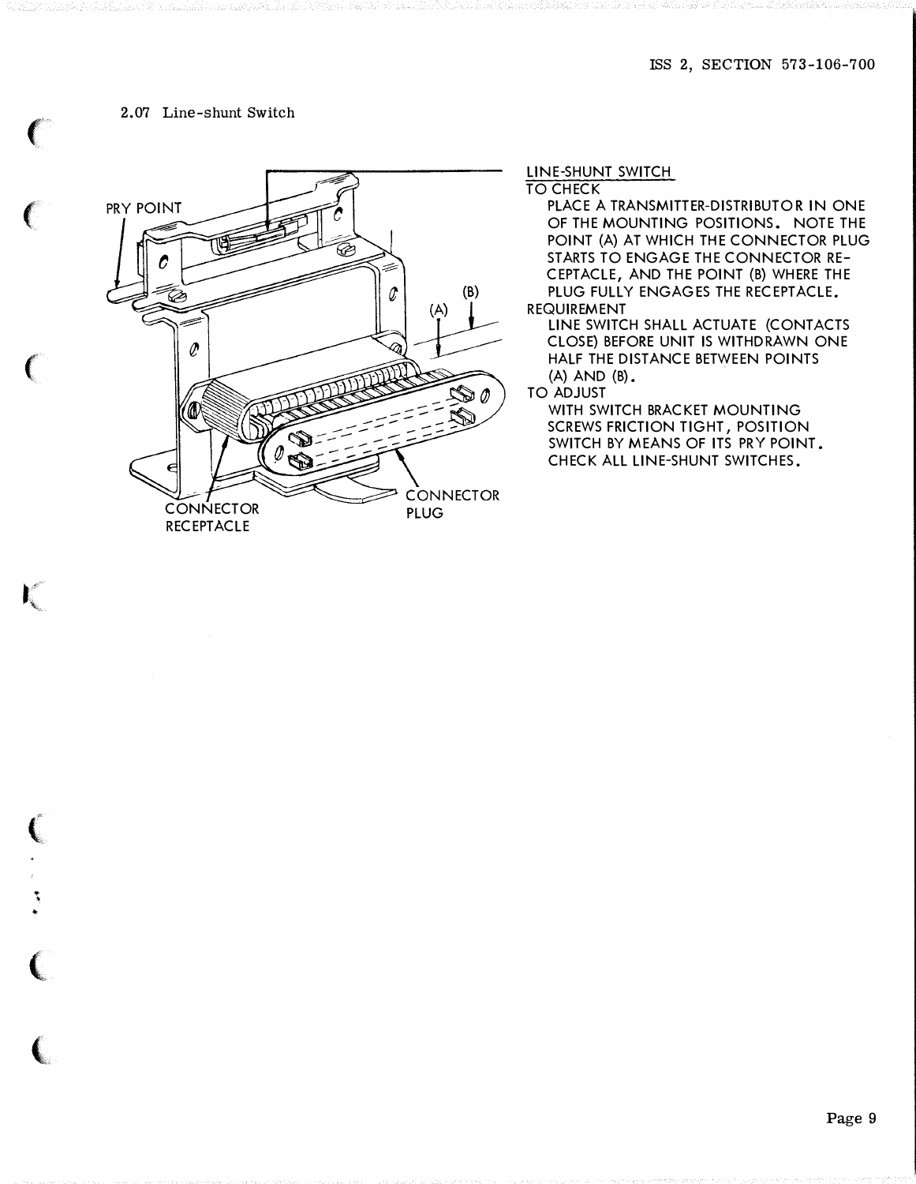2.07 Line-shunt Switch

LINE-SHUNT SWITCH

TO CHECK

PLACE A TRANSMITTER-DISTRIBUTOR IN ONE OF THE MOUNTING POSITIONS. NOTE THE POINT (A) AT WHICH THE CONNECTOR PLUG STARTS TO ENGAGE THE CONNECTOR RECEPTACLE, AND THE POINT (B) WHERE THE PLUG FULLY ENGAGES THE RECEPTACLE.

REQUIREMENT

LINE SWITCH SHALL ACTUATE (CONTACTS CLOSE) BEFORE UNIT IS WITHDRAWN ONE HALF THE DISTANCE BETWEEN POINTS (A) AND (B).

TO ADJUST

WITH SWITCH BRACKET MOUNTING SCREWS FRICTION TIGHT, POSITION SWITCH BY MEANS OF ITS PRY POINT. CHECK ALL LINE-SHUNT SWITCHES.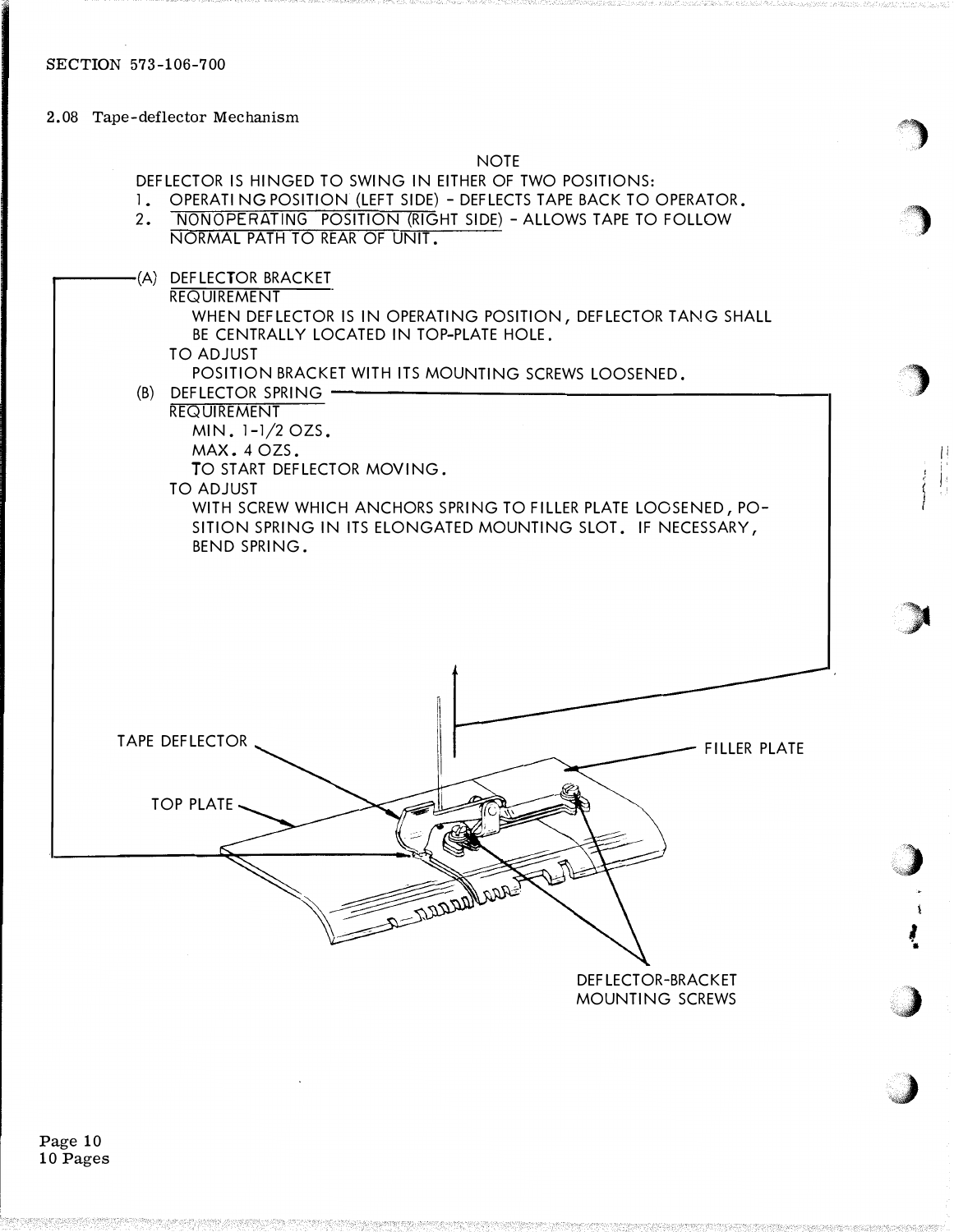## 2.08 Tape-deflector Mechanism

NOTE

DEFLECTOR IS HINGED TO SWING IN EITHER OF TWO POSITIONS:

1. OPERATING POSITION (LEFT SIDE) - DEFLECTS TAPE BACK TO OPERATOR.
2. NONOPERATING POSITION (RIGHT SIDE) - ALLOWS TAPE TO FOLLOW NORMAL PATH TO REAR OF UNIT.

(A) DEFLECTOR BRACKET

REQUIREMENT

WHEN DEFLECTOR IS IN OPERATING POSITION, DEFLECTOR TANG SHALL BE CENTRALLY LOCATED IN TOP-PLATE HOLE.

TO ADJUST

POSITION BRACKET WITH ITS MOUNTING SCREWS LOOSENED.

(B) DEFLECTOR SPRING

REQUIREMENT

MIN. 1-1/2 OZS.
MAX. 4 OZS.
TO START DEFLECTOR MOVING.

TO ADJUST

WITH SCREW WHICH ANCHORS SPRING TO FILLER PLATE LOOSENED, POSITION SPRING IN ITS ELONGATED MOUNTING SLOT. IF NECESSARY, BEND SPRING.

TAPE DEFLECTOR

TOP PLATE

FILLER PLATE

DEFLECTOR-BRACKET MOUNTING SCREWS